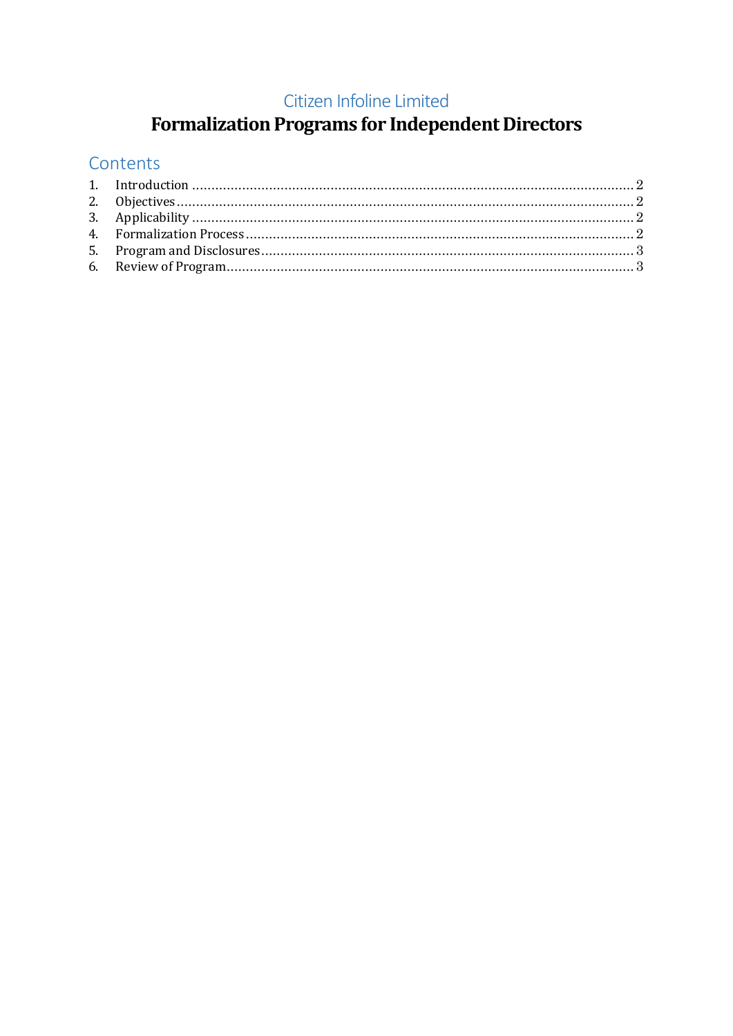Citizen Infoline Limited

# Formalization Programs for Independent Directors

## Contents

1. Introduction ........................................................................................................................ 2
2. Objectives ............................................................................................................................. 2
3. Applicability ......................................................................................................................... 2
4. Formalization Process ....................................................................................................... 2
5. Program and Disclosures .................................................................................................. 3
6. Review of Program ............................................................................................................. 3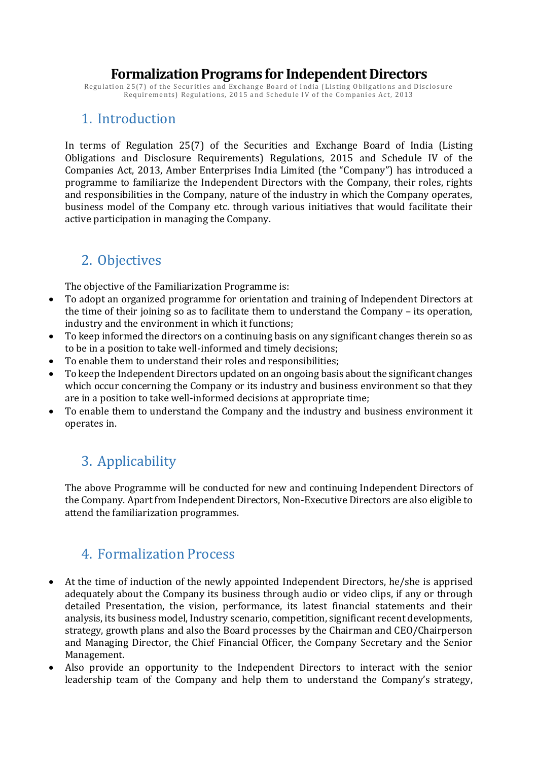# Formalization Programs for Independent Directors

Regulation 25(7) of the Securities and Exchange Board of India (Listing Obligations and Disclosure Requirements) Regulations, 2015 and Schedule IV of the Companies Act, 2013

## 1. Introduction

In terms of Regulation 25(7) of the Securities and Exchange Board of India (Listing Obligations and Disclosure Requirements) Regulations, 2015 and Schedule IV of the Companies Act, 2013, Amber Enterprises India Limited (the "Company") has introduced a programme to familiarize the Independent Directors with the Company, their roles, rights and responsibilities in the Company, nature of the industry in which the Company operates, business model of the Company etc. through various initiatives that would facilitate their active participation in managing the Company.

## 2. Objectives

The objective of the Familiarization Programme is:

- To adopt an organized programme for orientation and training of Independent Directors at the time of their joining so as to facilitate them to understand the Company – its operation, industry and the environment in which it functions;
- To keep informed the directors on a continuing basis on any significant changes therein so as to be in a position to take well-informed and timely decisions;
- To enable them to understand their roles and responsibilities;
- To keep the Independent Directors updated on an ongoing basis about the significant changes which occur concerning the Company or its industry and business environment so that they are in a position to take well-informed decisions at appropriate time;
- To enable them to understand the Company and the industry and business environment it operates in.

## 3. Applicability

The above Programme will be conducted for new and continuing Independent Directors of the Company. Apart from Independent Directors, Non-Executive Directors are also eligible to attend the familiarization programmes.

## 4. Formalization Process

- At the time of induction of the newly appointed Independent Directors, he/she is apprised adequately about the Company its business through audio or video clips, if any or through detailed Presentation, the vision, performance, its latest financial statements and their analysis, its business model, Industry scenario, competition, significant recent developments, strategy, growth plans and also the Board processes by the Chairman and CEO/Chairperson and Managing Director, the Chief Financial Officer, the Company Secretary and the Senior Management.
- Also provide an opportunity to the Independent Directors to interact with the senior leadership team of the Company and help them to understand the Company's strategy,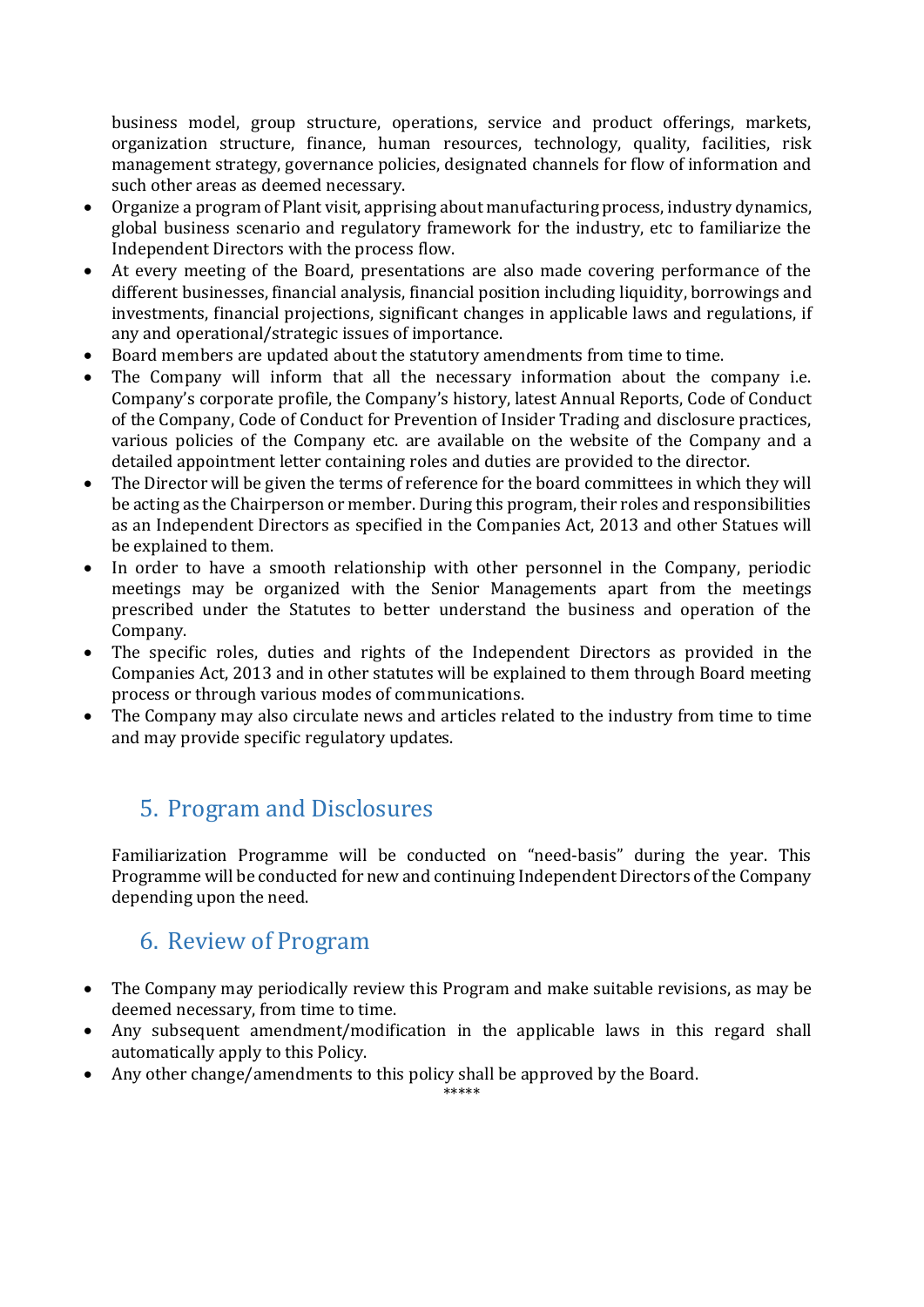business model, group structure, operations, service and product offerings, markets, organization structure, finance, human resources, technology, quality, facilities, risk management strategy, governance policies, designated channels for flow of information and such other areas as deemed necessary.

- Organize a program of Plant visit, apprising about manufacturing process, industry dynamics, global business scenario and regulatory framework for the industry, etc to familiarize the Independent Directors with the process flow.
- At every meeting of the Board, presentations are also made covering performance of the different businesses, financial analysis, financial position including liquidity, borrowings and investments, financial projections, significant changes in applicable laws and regulations, if any and operational/strategic issues of importance.
- Board members are updated about the statutory amendments from time to time.
- The Company will inform that all the necessary information about the company i.e. Company's corporate profile, the Company's history, latest Annual Reports, Code of Conduct of the Company, Code of Conduct for Prevention of Insider Trading and disclosure practices, various policies of the Company etc. are available on the website of the Company and a detailed appointment letter containing roles and duties are provided to the director.
- The Director will be given the terms of reference for the board committees in which they will be acting as the Chairperson or member. During this program, their roles and responsibilities as an Independent Directors as specified in the Companies Act, 2013 and other Statues will be explained to them.
- In order to have a smooth relationship with other personnel in the Company, periodic meetings may be organized with the Senior Managements apart from the meetings prescribed under the Statutes to better understand the business and operation of the Company.
- The specific roles, duties and rights of the Independent Directors as provided in the Companies Act, 2013 and in other statutes will be explained to them through Board meeting process or through various modes of communications.
- The Company may also circulate news and articles related to the industry from time to time and may provide specific regulatory updates.

## 5. Program and Disclosures

Familiarization Programme will be conducted on "need-basis" during the year. This Programme will be conducted for new and continuing Independent Directors of the Company depending upon the need.

## 6. Review of Program

- The Company may periodically review this Program and make suitable revisions, as may be deemed necessary, from time to time.
- Any subsequent amendment/modification in the applicable laws in this regard shall automatically apply to this Policy.
- Any other change/amendments to this policy shall be approved by the Board.

*****